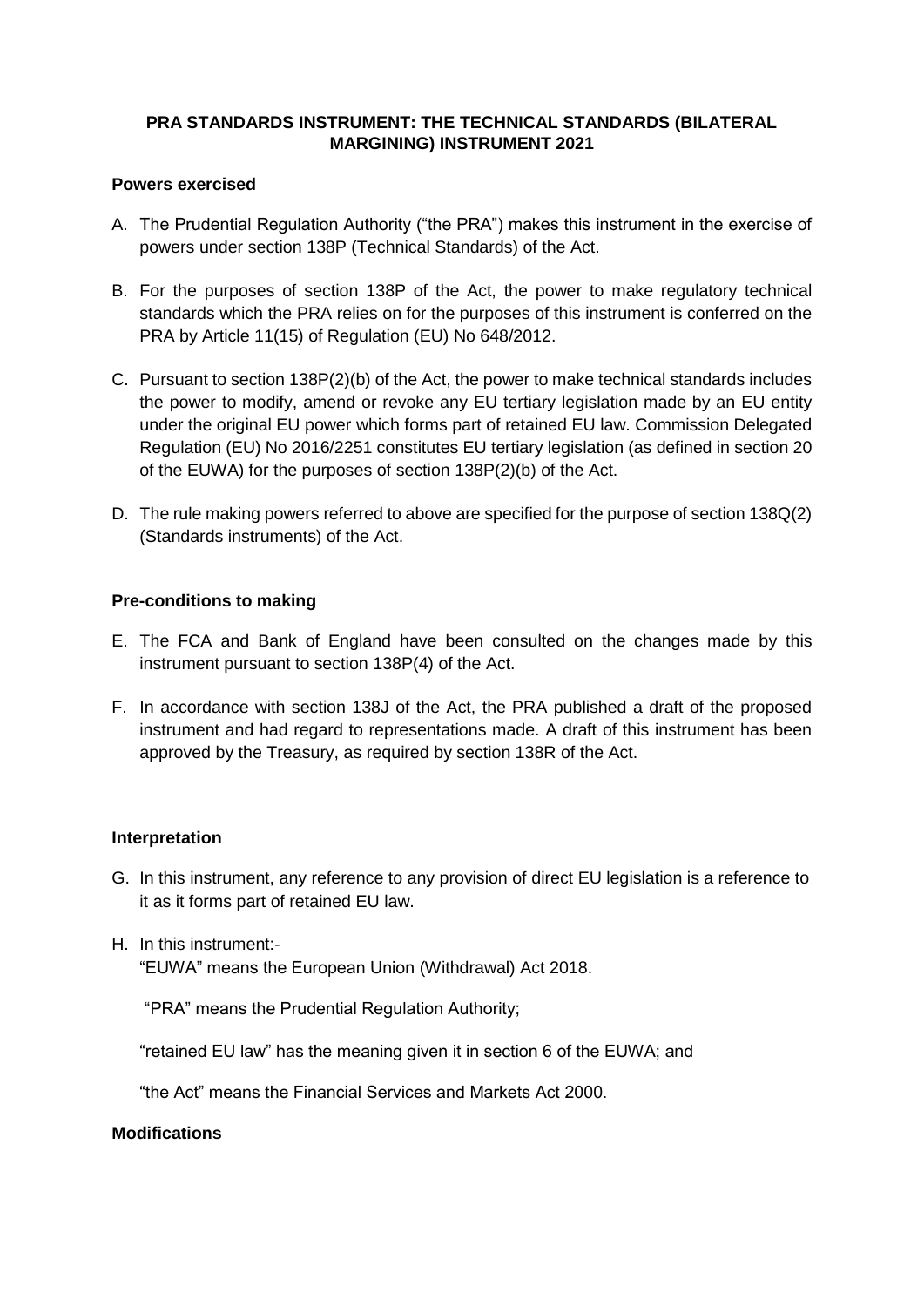# PRA STANDARDS INSTRUMENT: THE TECHNICAL STANDARDS (BILATERAL MARGINING) INSTRUMENT 2021

## Powers exercised

A. The Prudential Regulation Authority ("the PRA") makes this instrument in the exercise of powers under section 138P (Technical Standards) of the Act.

B. For the purposes of section 138P of the Act, the power to make regulatory technical standards which the PRA relies on for the purposes of this instrument is conferred on the PRA by Article 11(15) of Regulation (EU) No 648/2012.

C. Pursuant to section 138P(2)(b) of the Act, the power to make technical standards includes the power to modify, amend or revoke any EU tertiary legislation made by an EU entity under the original EU power which forms part of retained EU law. Commission Delegated Regulation (EU) No 2016/2251 constitutes EU tertiary legislation (as defined in section 20 of the EUWA) for the purposes of section 138P(2)(b) of the Act.

D. The rule making powers referred to above are specified for the purpose of section 138Q(2) (Standards instruments) of the Act.

## Pre-conditions to making

E. The FCA and Bank of England have been consulted on the changes made by this instrument pursuant to section 138P(4) of the Act.

F. In accordance with section 138J of the Act, the PRA published a draft of the proposed instrument and had regard to representations made. A draft of this instrument has been approved by the Treasury, as required by section 138R of the Act.

## Interpretation

G. In this instrument, any reference to any provision of direct EU legislation is a reference to it as it forms part of retained EU law.

H. In this instrument:-

"EUWA" means the European Union (Withdrawal) Act 2018.

"PRA" means the Prudential Regulation Authority;

"retained EU law" has the meaning given it in section 6 of the EUWA; and

"the Act" means the Financial Services and Markets Act 2000.

## Modifications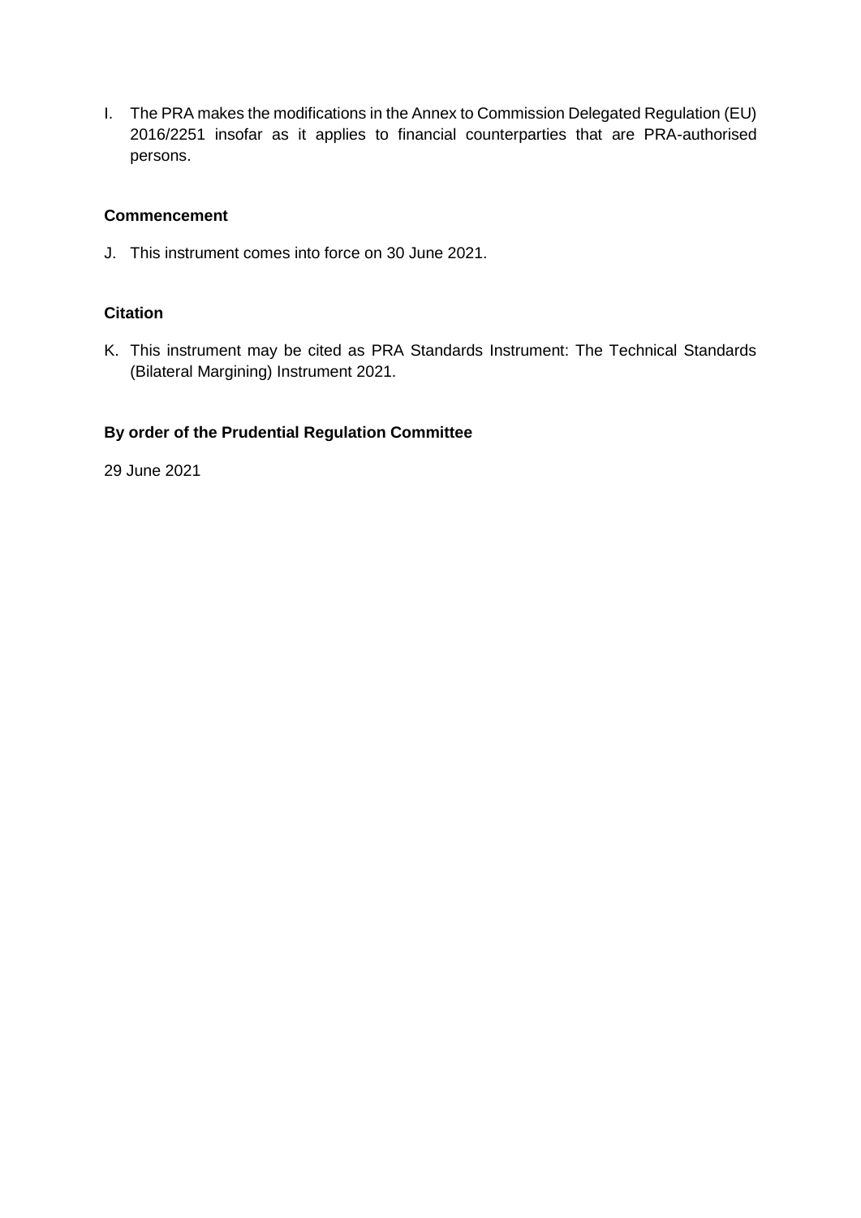I. The PRA makes the modifications in the Annex to Commission Delegated Regulation (EU) 2016/2251 insofar as it applies to financial counterparties that are PRA-authorised persons.

## Commencement

J. This instrument comes into force on 30 June 2021.

## Citation

K. This instrument may be cited as PRA Standards Instrument: The Technical Standards (Bilateral Margining) Instrument 2021.

**By order of the Prudential Regulation Committee**

29 June 2021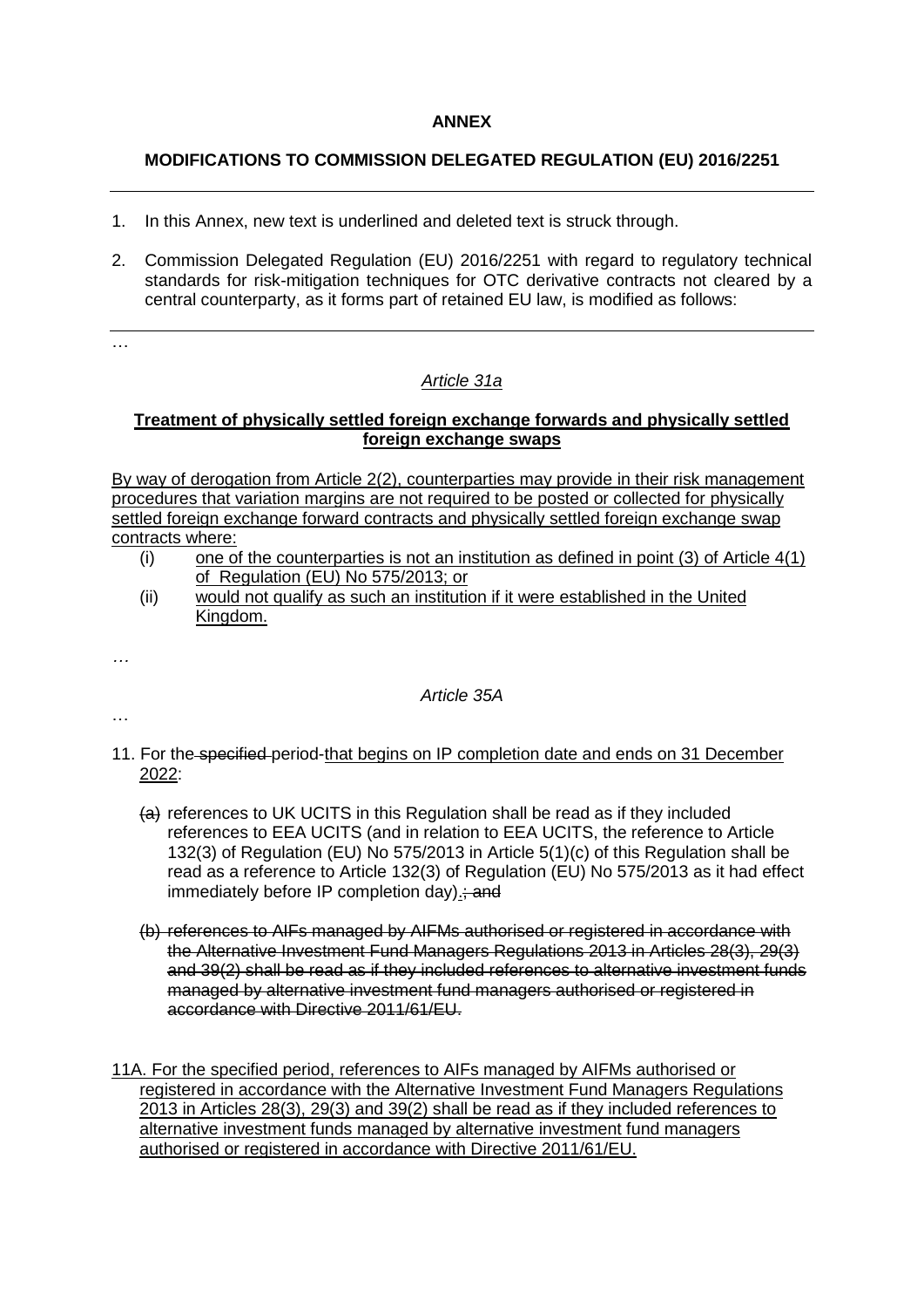**ANNEX**

**MODIFICATIONS TO COMMISSION DELEGATED REGULATION (EU) 2016/2251**

---

1. In this Annex, new text is underlined and deleted text is struck through.

2. Commission Delegated Regulation (EU) 2016/2251 with regard to regulatory technical standards for risk-mitigation techniques for OTC derivative contracts not cleared by a central counterparty, as it forms part of retained EU law, is modified as follows:

---

…

*<u>Article 31a</u>*

**<u>Treatment of physically settled foreign exchange forwards and physically settled foreign exchange swaps</u>**

<u>By way of derogation from Article 2(2), counterparties may provide in their risk management procedures that variation margins are not required to be posted or collected for physically settled foreign exchange forward contracts and physically settled foreign exchange swap contracts where:</u>

(i) <u>one of the counterparties is not an institution as defined in point (3) of Article 4(1) of Regulation (EU) No 575/2013; or</u>

(ii) <u>would not qualify as such an institution if it were established in the United Kingdom.</u>

…

*Article 35A*

…

11. For the ~~specified~~ period <u>that begins on IP completion date and ends on 31 December 2022</u>:

~~(a)~~ references to UK UCITS in this Regulation shall be read as if they included references to EEA UCITS (and in relation to EEA UCITS, the reference to Article 132(3) of Regulation (EU) No 575/2013 in Article 5(1)(c) of this Regulation shall be read as a reference to Article 132(3) of Regulation (EU) No 575/2013 as it had effect immediately before IP completion day)<u>.</u>~~; and~~

~~(b) references to AIFs managed by AIFMs authorised or registered in accordance with the Alternative Investment Fund Managers Regulations 2013 in Articles 28(3), 29(3) and 39(2) shall be read as if they included references to alternative investment funds managed by alternative investment fund managers authorised or registered in accordance with Directive 2011/61/EU.~~

<u>11A. For the specified period, references to AIFs managed by AIFMs authorised or registered in accordance with the Alternative Investment Fund Managers Regulations 2013 in Articles 28(3), 29(3) and 39(2) shall be read as if they included references to alternative investment funds managed by alternative investment fund managers authorised or registered in accordance with Directive 2011/61/EU.</u>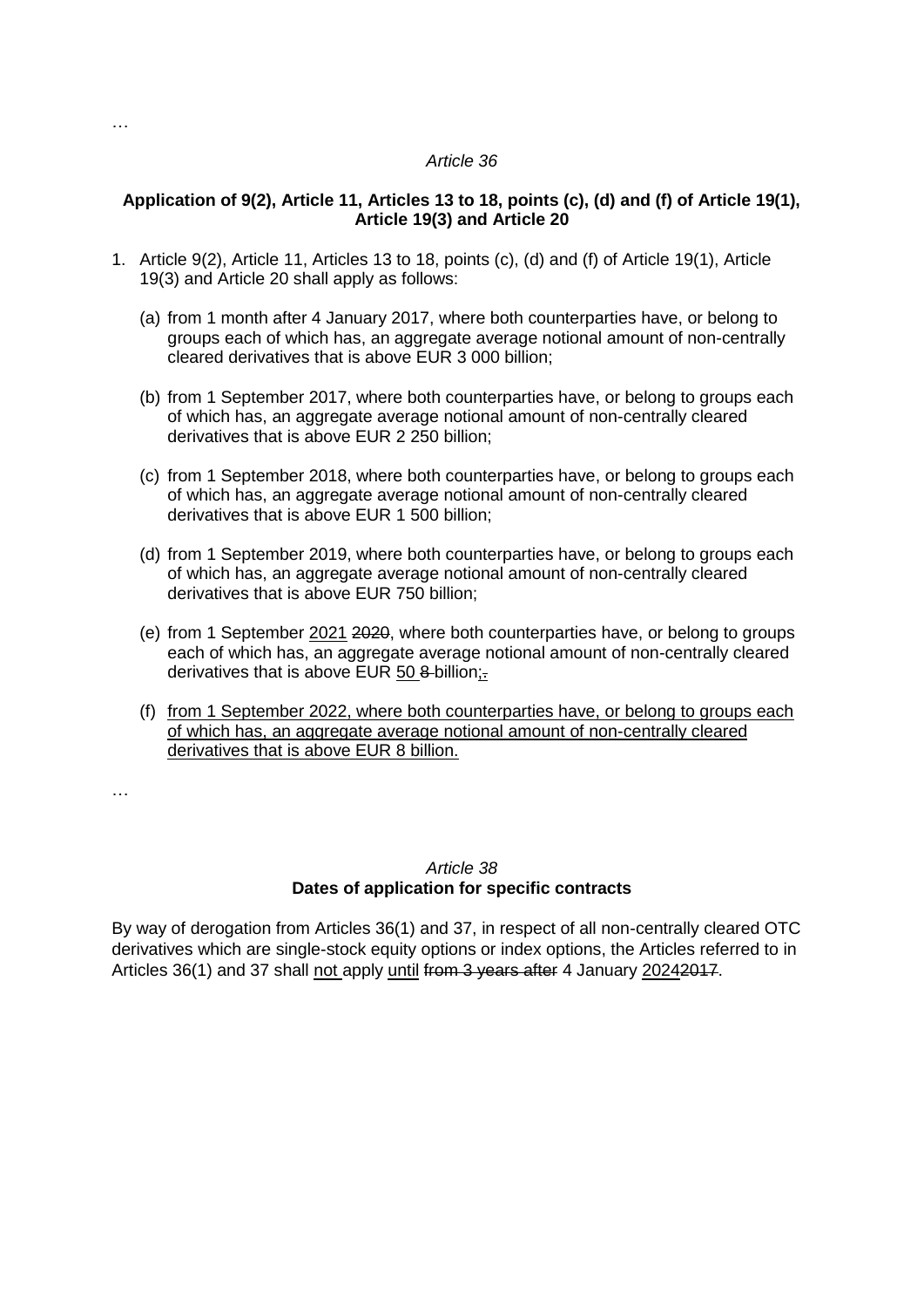…

*Article 36*

**Application of 9(2), Article 11, Articles 13 to 18, points (c), (d) and (f) of Article 19(1), Article 19(3) and Article 20**

1. Article 9(2), Article 11, Articles 13 to 18, points (c), (d) and (f) of Article 19(1), Article 19(3) and Article 20 shall apply as follows:

   (a) from 1 month after 4 January 2017, where both counterparties have, or belong to groups each of which has, an aggregate average notional amount of non-centrally cleared derivatives that is above EUR 3 000 billion;

   (b) from 1 September 2017, where both counterparties have, or belong to groups each of which has, an aggregate average notional amount of non-centrally cleared derivatives that is above EUR 2 250 billion;

   (c) from 1 September 2018, where both counterparties have, or belong to groups each of which has, an aggregate average notional amount of non-centrally cleared derivatives that is above EUR 1 500 billion;

   (d) from 1 September 2019, where both counterparties have, or belong to groups each of which has, an aggregate average notional amount of non-centrally cleared derivatives that is above EUR 750 billion;

   (e) from 1 September <u>2021</u> ~~2020~~, where both counterparties have, or belong to groups each of which has, an aggregate average notional amount of non-centrally cleared derivatives that is above EUR <u>50</u> ~~8~~ billion<u>;</u>~~.~~

   (f) <u>from 1 September 2022, where both counterparties have, or belong to groups each of which has, an aggregate average notional amount of non-centrally cleared derivatives that is above EUR 8 billion.</u>

…

*Article 38*

**Dates of application for specific contracts**

By way of derogation from Articles 36(1) and 37, in respect of all non-centrally cleared OTC derivatives which are single-stock equity options or index options, the Articles referred to in Articles 36(1) and 37 shall <u>not</u> apply <u>until</u> ~~from 3 years after~~ 4 January <u>2024</u>~~2017~~.